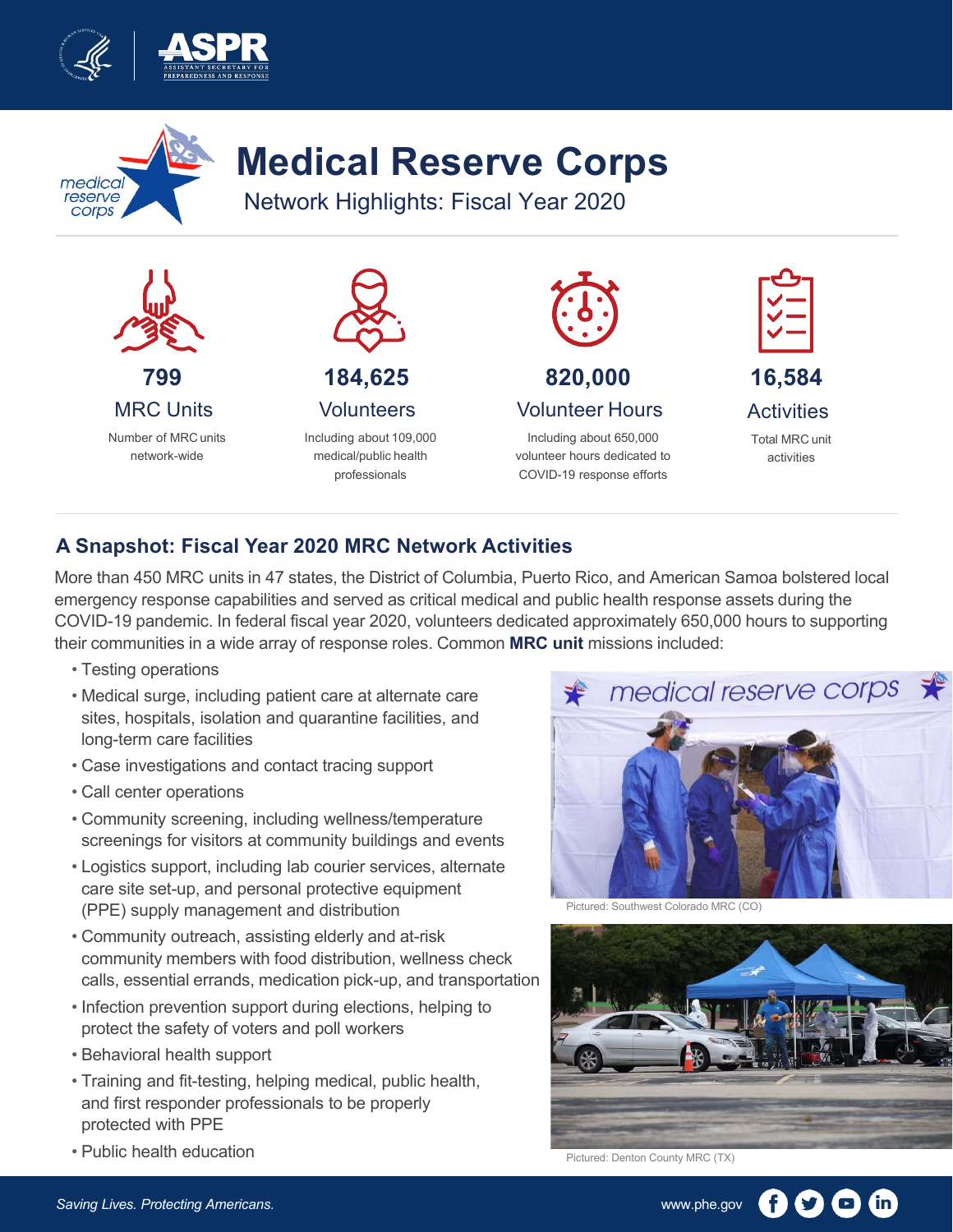# Medical Reserve Corps

## Network Highlights: Fiscal Year 2020

**799**
MRC Units
Number of MRC units network-wide

**184,625**
Volunteers
Including about 109,000 medical/public health professionals

**820,000**
Volunteer Hours
Including about 650,000 volunteer hours dedicated to COVID-19 response efforts

**16,584**
Activities
Total MRC unit activities

## A Snapshot: Fiscal Year 2020 MRC Network Activities

More than 450 MRC units in 47 states, the District of Columbia, Puerto Rico, and American Samoa bolstered local emergency response capabilities and served as critical medical and public health response assets during the COVID-19 pandemic. In federal fiscal year 2020, volunteers dedicated approximately 650,000 hours to supporting their communities in a wide array of response roles. Common **MRC unit** missions included:

- Testing operations
- Medical surge, including patient care at alternate care sites, hospitals, isolation and quarantine facilities, and long-term care facilities
- Case investigations and contact tracing support
- Call center operations
- Community screening, including wellness/temperature screenings for visitors at community buildings and events
- Logistics support, including lab courier services, alternate care site set-up, and personal protective equipment (PPE) supply management and distribution
- Community outreach, assisting elderly and at-risk community members with food distribution, wellness check calls, essential errands, medication pick-up, and transportation
- Infection prevention support during elections, helping to protect the safety of voters and poll workers
- Behavioral health support
- Training and fit-testing, helping medical, public health, and first responder professionals to be properly protected with PPE
- Public health education

Pictured: Southwest Colorado MRC (CO)

Pictured: Denton County MRC (TX)

*Saving Lives. Protecting Americans.*

www.phe.gov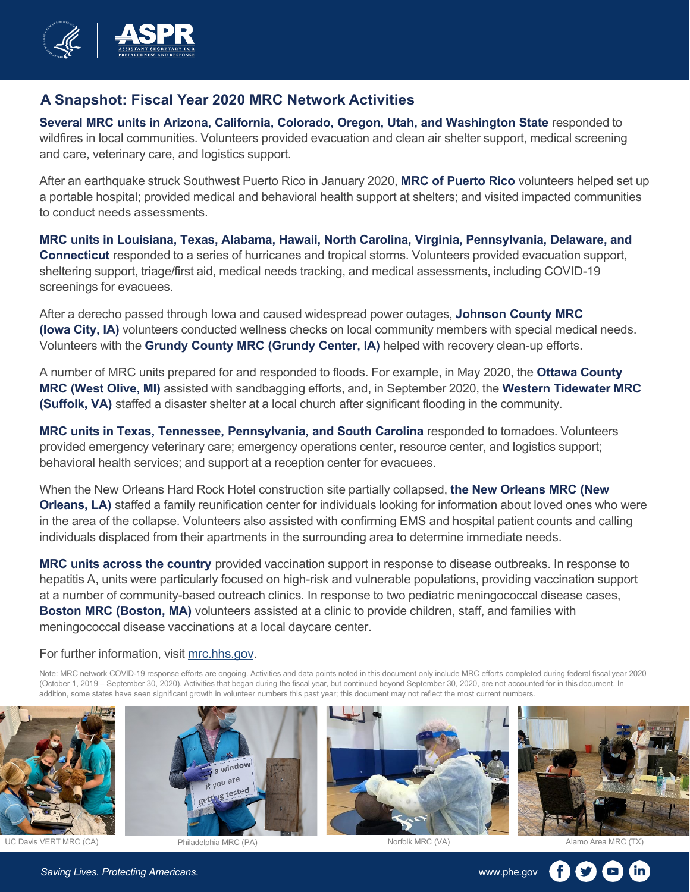## A Snapshot: Fiscal Year 2020 MRC Network Activities

**Several MRC units in Arizona, California, Colorado, Oregon, Utah, and Washington State** responded to wildfires in local communities. Volunteers provided evacuation and clean air shelter support, medical screening and care, veterinary care, and logistics support.

After an earthquake struck Southwest Puerto Rico in January 2020, **MRC of Puerto Rico** volunteers helped set up a portable hospital; provided medical and behavioral health support at shelters; and visited impacted communities to conduct needs assessments.

**MRC units in Louisiana, Texas, Alabama, Hawaii, North Carolina, Virginia, Pennsylvania, Delaware, and Connecticut** responded to a series of hurricanes and tropical storms. Volunteers provided evacuation support, sheltering support, triage/first aid, medical needs tracking, and medical assessments, including COVID-19 screenings for evacuees.

After a derecho passed through Iowa and caused widespread power outages, **Johnson County MRC (Iowa City, IA)** volunteers conducted wellness checks on local community members with special medical needs. Volunteers with the **Grundy County MRC (Grundy Center, IA)** helped with recovery clean-up efforts.

A number of MRC units prepared for and responded to floods. For example, in May 2020, the **Ottawa County MRC (West Olive, MI)** assisted with sandbagging efforts, and, in September 2020, the **Western Tidewater MRC (Suffolk, VA)** staffed a disaster shelter at a local church after significant flooding in the community.

**MRC units in Texas, Tennessee, Pennsylvania, and South Carolina** responded to tornadoes. Volunteers provided emergency veterinary care; emergency operations center, resource center, and logistics support; behavioral health services; and support at a reception center for evacuees.

When the New Orleans Hard Rock Hotel construction site partially collapsed, **the New Orleans MRC (New Orleans, LA)** staffed a family reunification center for individuals looking for information about loved ones who were in the area of the collapse. Volunteers also assisted with confirming EMS and hospital patient counts and calling individuals displaced from their apartments in the surrounding area to determine immediate needs.

**MRC units across the country** provided vaccination support in response to disease outbreaks. In response to hepatitis A, units were particularly focused on high-risk and vulnerable populations, providing vaccination support at a number of community-based outreach clinics. In response to two pediatric meningococcal disease cases, **Boston MRC (Boston, MA)** volunteers assisted at a clinic to provide children, staff, and families with meningococcal disease vaccinations at a local daycare center.

For further information, visit mrc.hhs.gov.

Note: MRC network COVID-19 response efforts are ongoing. Activities and data points noted in this document only include MRC efforts completed during federal fiscal year 2020 (October 1, 2019 – September 30, 2020). Activities that began during the fiscal year, but continued beyond September 30, 2020, are not accounted for in this document. In addition, some states have seen significant growth in volunteer numbers this past year; this document may not reflect the most current numbers.

UC Davis VERT MRC (CA)

Philadelphia MRC (PA)

Norfolk MRC (VA)

Alamo Area MRC (TX)

*Saving Lives. Protecting Americans.*

www.phe.gov